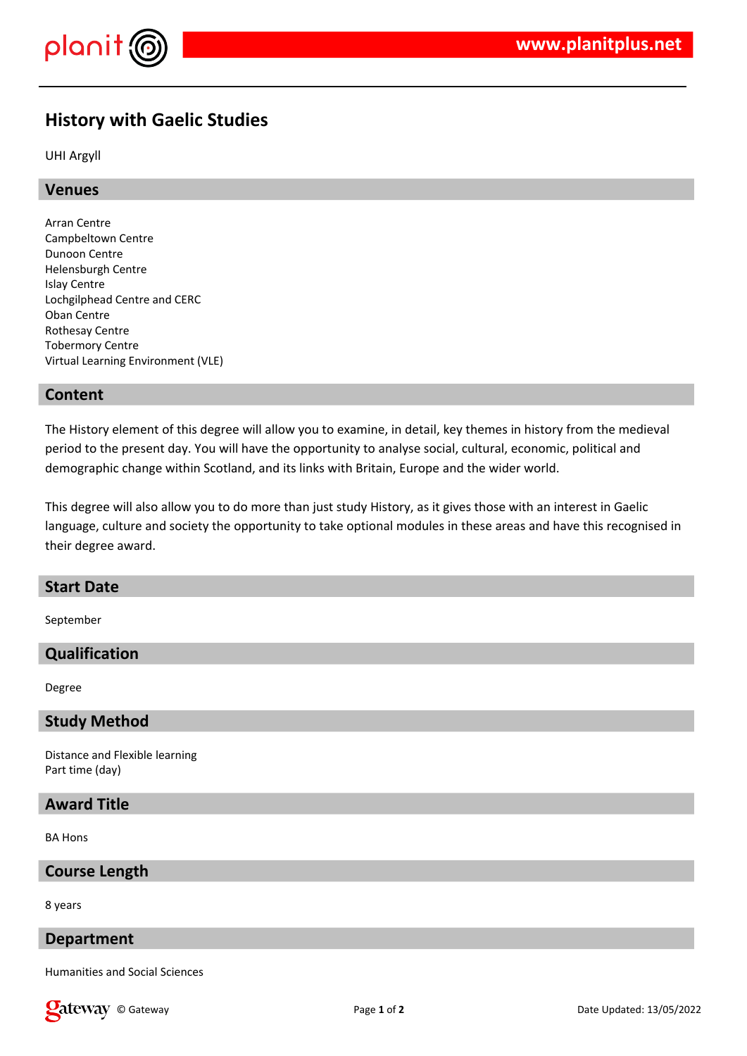# History with Gaelic Studies

UHI Argyll

## Venues

Arran Centre
Campbeltown Centre
Dunoon Centre
Helensburgh Centre
Islay Centre
Lochgilphead Centre and CERC
Oban Centre
Rothesay Centre
Tobermory Centre
Virtual Learning Environment (VLE)

## Content

The History element of this degree will allow you to examine, in detail, key themes in history from the medieval period to the present day. You will have the opportunity to analyse social, cultural, economic, political and demographic change within Scotland, and its links with Britain, Europe and the wider world.

This degree will also allow you to do more than just study History, as it gives those with an interest in Gaelic language, culture and society the opportunity to take optional modules in these areas and have this recognised in their degree award.

## Start Date

September

## Qualification

Degree

## Study Method

Distance and Flexible learning
Part time (day)

## Award Title

BA Hons

## Course Length

8 years

## Department

Humanities and Social Sciences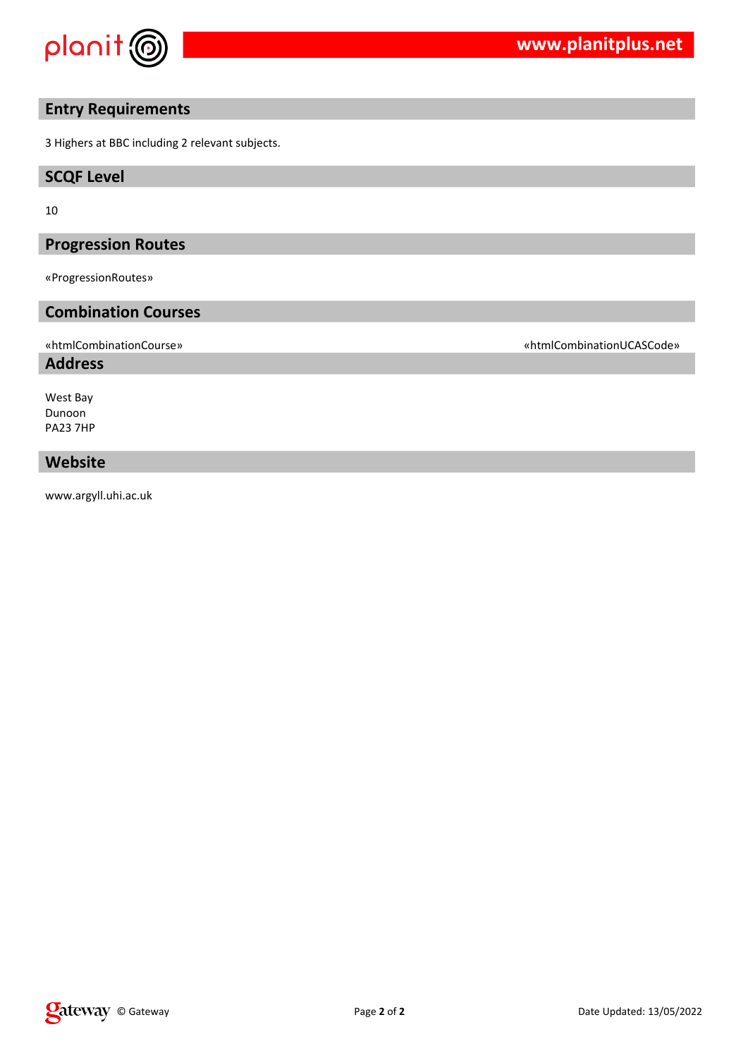## Entry Requirements

3 Highers at BBC including 2 relevant subjects.

## SCQF Level

10

## Progression Routes

«ProgressionRoutes»

## Combination Courses

«htmlCombinationCourse» «htmlCombinationUCASCode»

## Address

West Bay
Dunoon
PA23 7HP

## Website

www.argyll.uhi.ac.uk